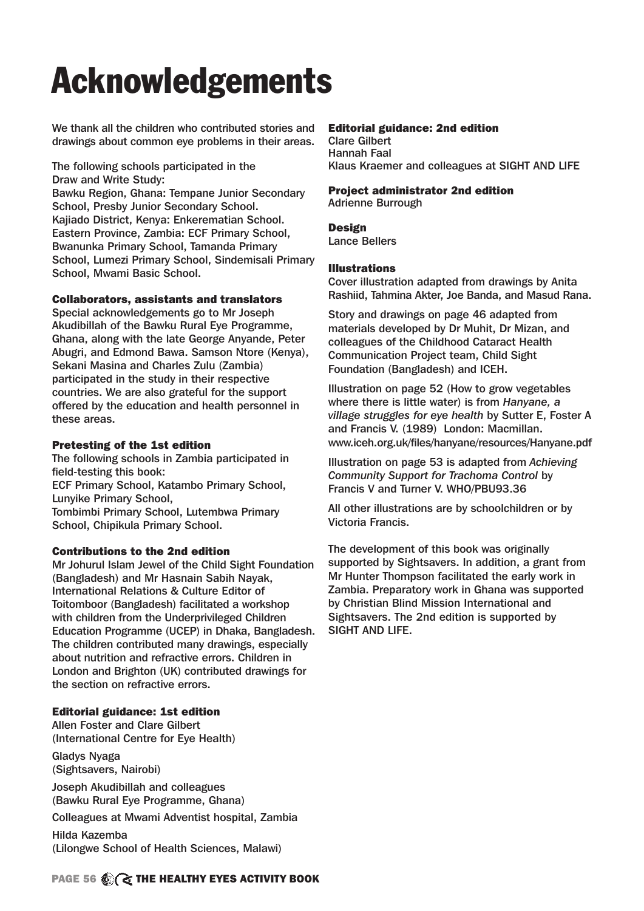# Acknowledgements

We thank all the children who contributed stories and drawings about common eye problems in their areas.

The following schools participated in the Draw and Write Study:
Bawku Region, Ghana: Tempane Junior Secondary School, Presby Junior Secondary School.
Kajiado District, Kenya: Enkerematian School.
Eastern Province, Zambia: ECF Primary School, Bwanunka Primary School, Tamanda Primary School, Lumezi Primary School, Sindemisali Primary School, Mwami Basic School.

### Collaborators, assistants and translators

Special acknowledgements go to Mr Joseph Akudibillah of the Bawku Rural Eye Programme, Ghana, along with the late George Anyande, Peter Abugri, and Edmond Bawa. Samson Ntore (Kenya), Sekani Masina and Charles Zulu (Zambia) participated in the study in their respective countries. We are also grateful for the support offered by the education and health personnel in these areas.

### Pretesting of the 1st edition

The following schools in Zambia participated in field-testing this book:
ECF Primary School, Katambo Primary School, Lunyike Primary School,
Tombimbi Primary School, Lutembwa Primary School, Chipikula Primary School.

### Contributions to the 2nd edition

Mr Johurul Islam Jewel of the Child Sight Foundation (Bangladesh) and Mr Hasnain Sabih Nayak, International Relations & Culture Editor of Toitomboor (Bangladesh) facilitated a workshop with children from the Underprivileged Children Education Programme (UCEP) in Dhaka, Bangladesh. The children contributed many drawings, especially about nutrition and refractive errors. Children in London and Brighton (UK) contributed drawings for the section on refractive errors.

### Editorial guidance: 1st edition

Allen Foster and Clare Gilbert
(International Centre for Eye Health)

Gladys Nyaga
(Sightsavers, Nairobi)

Joseph Akudibillah and colleagues
(Bawku Rural Eye Programme, Ghana)

Colleagues at Mwami Adventist hospital, Zambia

Hilda Kazemba
(Lilongwe School of Health Sciences, Malawi)

### Editorial guidance: 2nd edition

Clare Gilbert
Hannah Faal
Klaus Kraemer and colleagues at SIGHT AND LIFE

### Project administrator 2nd edition

Adrienne Burrough

### Design

Lance Bellers

### Illustrations

Cover illustration adapted from drawings by Anita Rashiid, Tahmina Akter, Joe Banda, and Masud Rana.

Story and drawings on page 46 adapted from materials developed by Dr Muhit, Dr Mizan, and colleagues of the Childhood Cataract Health Communication Project team, Child Sight Foundation (Bangladesh) and ICEH.

Illustration on page 52 (How to grow vegetables where there is little water) is from *Hanyane, a village struggles for eye health* by Sutter E, Foster A and Francis V. (1989) London: Macmillan. www.iceh.org.uk/files/hanyane/resources/Hanyane.pdf

Illustration on page 53 is adapted from *Achieving Community Support for Trachoma Control* by Francis V and Turner V. WHO/PBU93.36

All other illustrations are by schoolchildren or by Victoria Francis.

The development of this book was originally supported by Sightsavers. In addition, a grant from Mr Hunter Thompson facilitated the early work in Zambia. Preparatory work in Ghana was supported by Christian Blind Mission International and Sightsavers. The 2nd edition is supported by SIGHT AND LIFE.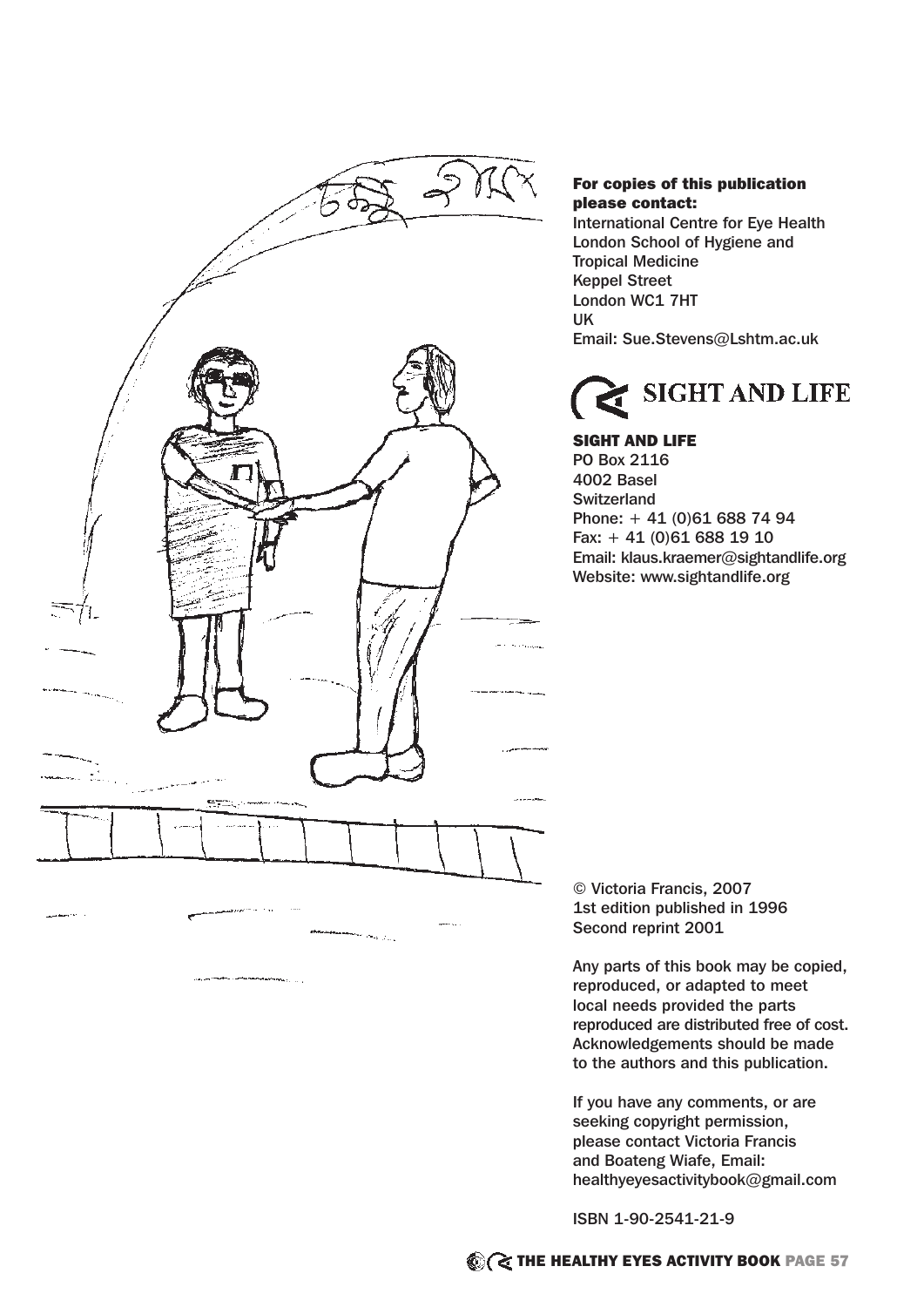**For copies of this publication please contact:**
International Centre for Eye Health
London School of Hygiene and Tropical Medicine
Keppel Street
London WC1 7HT
UK
Email: Sue.Stevens@Lshtm.ac.uk

SIGHT AND LIFE

**SIGHT AND LIFE**
PO Box 2116
4002 Basel
Switzerland
Phone: + 41 (0)61 688 74 94
Fax: + 41 (0)61 688 19 10
Email: klaus.kraemer@sightandlife.org
Website: www.sightandlife.org

© Victoria Francis, 2007
1st edition published in 1996
Second reprint 2001

Any parts of this book may be copied, reproduced, or adapted to meet local needs provided the parts reproduced are distributed free of cost. Acknowledgements should be made to the authors and this publication.

If you have any comments, or are seeking copyright permission, please contact Victoria Francis and Boateng Wiafe, Email: healthyeyesactivitybook@gmail.com

ISBN 1-90-2541-21-9